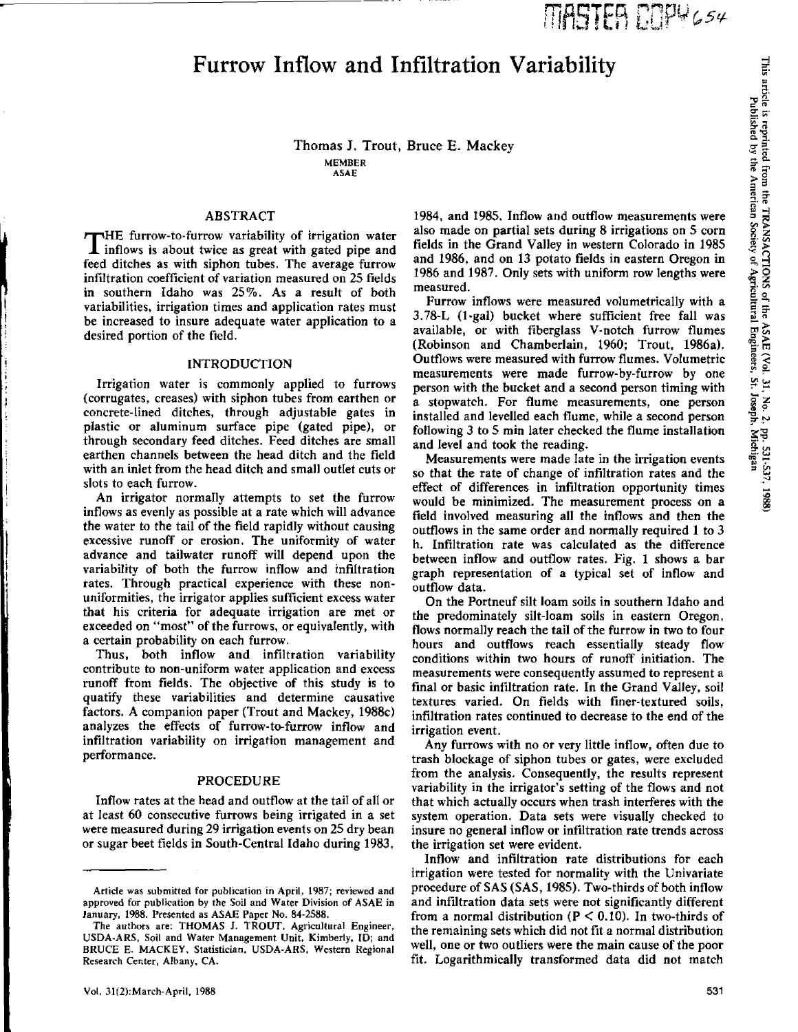# Furrow Inflow and Infiltration Variability

Thomas J. Trout, Bruce E. Mackey
MEMBER
ASAE

## ABSTRACT

THE furrow-to-furrow variability of irrigation water inflows is about twice as great with gated pipe and feed ditches as with siphon tubes. The average furrow infiltration coefficient of variation measured on 25 fields in southern Idaho was 25%. As a result of both variabilities, irrigation times and application rates must be increased to insure adequate water application to a desired portion of the field.

## INTRODUCTION

Irrigation water is commonly applied to furrows (corrugates, creases) with siphon tubes from earthen or concrete-lined ditches, through adjustable gates in plastic or aluminum surface pipe (gated pipe), or through secondary feed ditches. Feed ditches are small earthen channels between the head ditch and the field with an inlet from the head ditch and small outlet cuts or slots to each furrow.

An irrigator normally attempts to set the furrow inflows as evenly as possible at a rate which will advance the water to the tail of the field rapidly without causing excessive runoff or erosion. The uniformity of water advance and tailwater runoff will depend upon the variability of both the furrow inflow and infiltration rates. Through practical experience with these non-uniformities, the irrigator applies sufficient excess water that his criteria for adequate irrigation are met or exceeded on "most" of the furrows, or equivalently, with a certain probability on each furrow.

Thus, both inflow and infiltration variability contribute to non-uniform water application and excess runoff from fields. The objective of this study is to quatify these variabilities and determine causative factors. A companion paper (Trout and Mackey, 1988c) analyzes the effects of furrow-to-furrow inflow and infiltration variability on irrigation management and performance.

## PROCEDURE

Inflow rates at the head and outflow at the tail of all or at least 60 consecutive furrows being irrigated in a set were measured during 29 irrigation events on 25 dry bean or sugar beet fields in South-Central Idaho during 1983, 1984, and 1985. Inflow and outflow measurements were also made on partial sets during 8 irrigations on 5 corn fields in the Grand Valley in western Colorado in 1985 and 1986, and on 13 potato fields in eastern Oregon in 1986 and 1987. Only sets with uniform row lengths were measured.

Furrow inflows were measured volumetrically with a 3.78-L (1-gal) bucket where sufficient free fall was available, or with fiberglass V-notch furrow flumes (Robinson and Chamberlain, 1960; Trout, 1986a). Outflows were measured with furrow flumes. Volumetric measurements were made furrow-by-furrow by one person with the bucket and a second person timing with a stopwatch. For flume measurements, one person installed and levelled each flume, while a second person following 3 to 5 min later checked the flume installation and level and took the reading.

Measurements were made late in the irrigation events so that the rate of change of infiltration rates and the effect of differences in infiltration opportunity times would be minimized. The measurement process on a field involved measuring all the inflows and then the outflows in the same order and normally required 1 to 3 h. Infiltration rate was calculated as the difference between inflow and outflow rates. Fig. 1 shows a bar graph representation of a typical set of inflow and outflow data.

On the Portneuf silt loam soils in southern Idaho and the predominately silt-loam soils in eastern Oregon, flows normally reach the tail of the furrow in two to four hours and outflows reach essentially steady flow conditions within two hours of runoff initiation. The measurements were consequently assumed to represent a final or basic infiltration rate. In the Grand Valley, soil textures varied. On fields with finer-textured soils, infiltration rates continued to decrease to the end of the irrigation event.

Any furrows with no or very little inflow, often due to trash blockage of siphon tubes or gates, were excluded from the analysis. Consequently, the results represent variability in the irrigator's setting of the flows and not that which actually occurs when trash interferes with the system operation. Data sets were visually checked to insure no general inflow or infiltration rate trends across the irrigation set were evident.

Inflow and infiltration rate distributions for each irrigation were tested for normality with the Univariate procedure of SAS (SAS, 1985). Two-thirds of both inflow and infiltration data sets were not significantly different from a normal distribution ($P < 0.10$). In two-thirds of the remaining sets which did not fit a normal distribution well, one or two outliers were the main cause of the poor fit. Logarithmically transformed data did not match

---

Article was submitted for publication in April, 1987; reviewed and approved for publication by the Soil and Water Division of ASAE in January, 1988. Presented as ASAE Paper No. 84-2588.

The authors are: THOMAS J. TROUT, Agricultural Engineer, USDA-ARS, Soil and Water Management Unit, Kimberly, ID; and BRUCE E. MACKEY, Statistician, USDA-ARS, Western Regional Research Center, Albany, CA.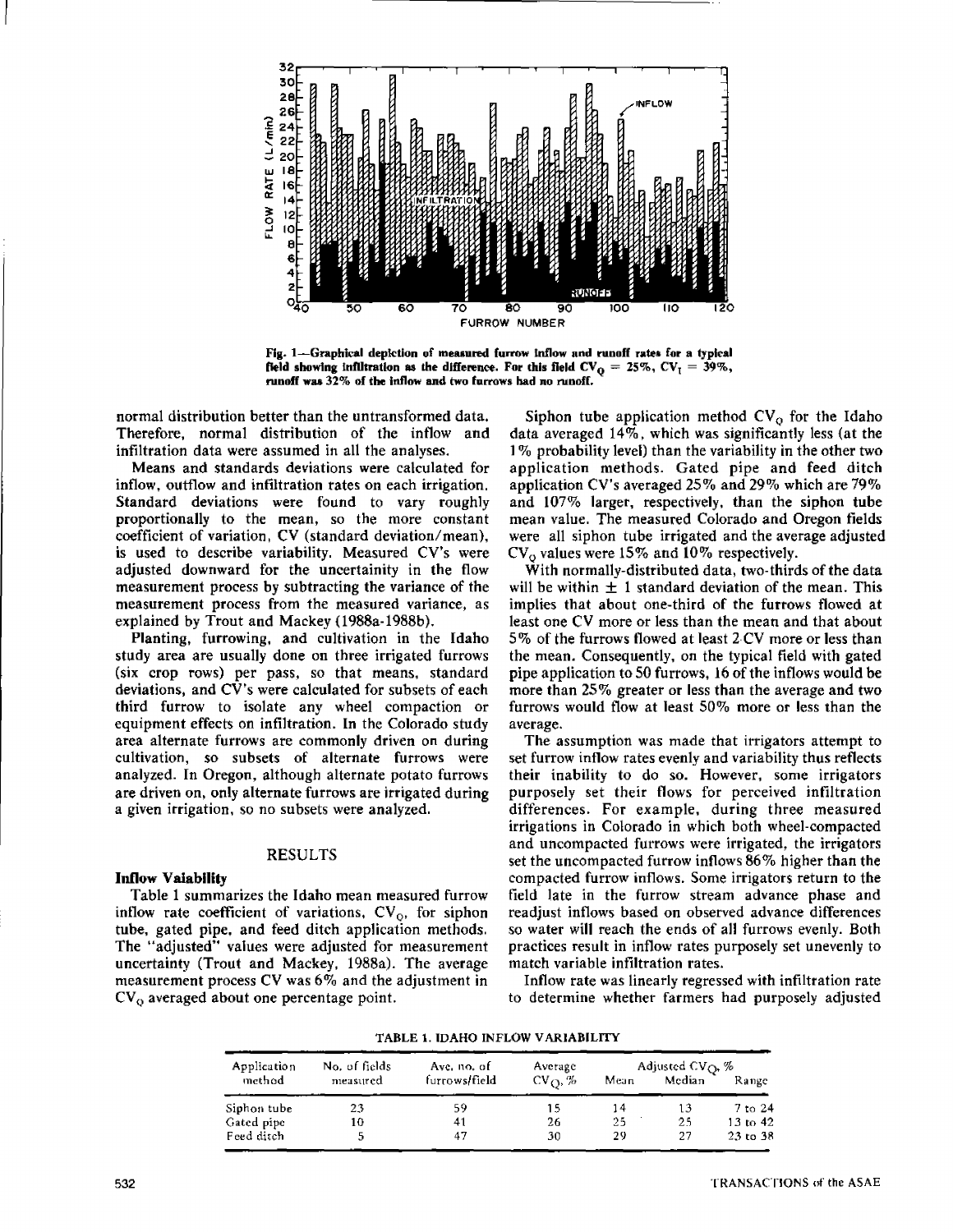32
30
28
26
24
22
20
18
16
14
12
10
8
6
4
2
0

FLOW RATE (L/min)

INFLOW

INFILTRATION

RUNOFF

40 50 60 70 80 90 100 110 120

FURROW NUMBER

**Fig. 1—Graphical depiction of measured furrow inflow and runoff rates for a typical field showing infiltration as the difference. For this field $CV_Q$ = 25%, $CV_I$ = 39%, runoff was 32% of the inflow and two furrows had no runoff.**

normal distribution better than the untransformed data. Therefore, normal distribution of the inflow and infiltration data were assumed in all the analyses.

Means and standards deviations were calculated for inflow, outflow and infiltration rates on each irrigation. Standard deviations were found to vary roughly proportionally to the mean, so the more constant coefficient of variation, CV (standard deviation/mean), is used to describe variability. Measured CV's were adjusted downward for the uncertainity in the flow measurement process by subtracting the variance of the measurement process from the measured variance, as explained by Trout and Mackey (1988a-1988b).

Planting, furrowing, and cultivation in the Idaho study area are usually done on three irrigated furrows (six crop rows) per pass, so that means, standard deviations, and CV's were calculated for subsets of each third furrow to isolate any wheel compaction or equipment effects on infiltration. In the Colorado study area alternate furrows are commonly driven on during cultivation, so subsets of alternate furrows were analyzed. In Oregon, although alternate potato furrows are driven on, only alternate furrows are irrigated during a given irrigation, so no subsets were analyzed.

## RESULTS

### Inflow Vaiability

Table 1 summarizes the Idaho mean measured furrow inflow rate coefficient of variations, $CV_Q$, for siphon tube, gated pipe, and feed ditch application methods. The "adjusted" values were adjusted for measurement uncertainty (Trout and Mackey, 1988a). The average measurement process CV was 6% and the adjustment in $CV_Q$ averaged about one percentage point.

Siphon tube application method $CV_Q$ for the Idaho data averaged 14%, which was significantly less (at the 1% probability level) than the variability in the other two application methods. Gated pipe and feed ditch application CV's averaged 25% and 29% which are 79% and 107% larger, respectively, than the siphon tube mean value. The measured Colorado and Oregon fields were all siphon tube irrigated and the average adjusted $CV_Q$ values were 15% and 10% respectively.

With normally-distributed data, two-thirds of the data will be within ± 1 standard deviation of the mean. This implies that about one-third of the furrows flowed at least one CV more or less than the mean and that about 5% of the furrows flowed at least 2 CV more or less than the mean. Consequently, on the typical field with gated pipe application to 50 furrows, 16 of the inflows would be more than 25% greater or less than the average and two furrows would flow at least 50% more or less than the average.

The assumption was made that irrigators attempt to set furrow inflow rates evenly and variability thus reflects their inability to do so. However, some irrigators purposely set their flows for perceived infiltration differences. For example, during three measured irrigations in Colorado in which both wheel-compacted and uncompacted furrows were irrigated, the irrigators set the uncompacted furrow inflows 86% higher than the compacted furrow inflows. Some irrigators return to the field late in the furrow stream advance phase and readjust inflows based on observed advance differences so water will reach the ends of all furrows evenly. Both practices result in inflow rates purposely set unevenly to match variable infiltration rates.

Inflow rate was linearly regressed with infiltration rate to determine whether farmers had purposely adjusted

TABLE 1. IDAHO INFLOW VARIABILITY

| Application method | No. of fields measured | Ave. no. of furrows/field | Average $CV_Q$, % | Adjusted $CV_Q$, % | | |
|---|---|---|---|---|---|---|
| | | | | Mean | Median | Range |
| Siphon tube | 23 | 59 | 15 | 14 | 13 | 7 to 24 |
| Gated pipe | 10 | 41 | 26 | 25 | 25 | 13 to 42 |
| Feed ditch | 5 | 47 | 30 | 29 | 27 | 23 to 38 |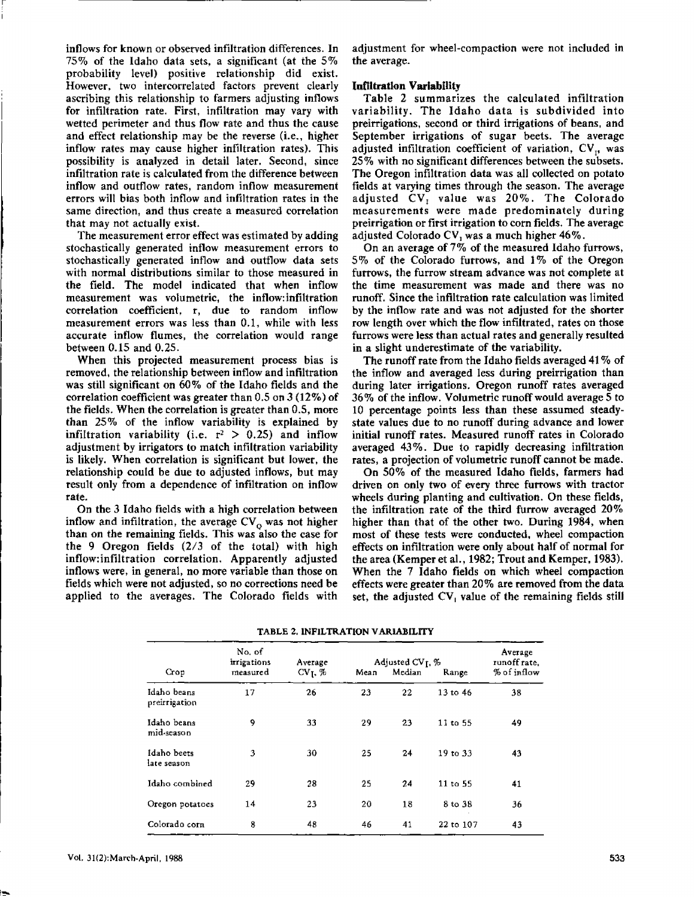inflows for known or observed infiltration differences. In 75% of the Idaho data sets, a significant (at the 5% probability level) positive relationship did exist. However, two intercorrelated factors prevent clearly ascribing this relationship to farmers adjusting inflows for infiltration rate. First, infiltration may vary with wetted perimeter and thus flow rate and thus the cause and effect relationship may be the reverse (i.e., higher inflow rates may cause higher infiltration rates). This possibility is analyzed in detail later. Second, since infiltration rate is calculated from the difference between inflow and outflow rates, random inflow measurement errors will bias both inflow and infiltration rates in the same direction, and thus create a measured correlation that may not actually exist.

The measurement error effect was estimated by adding stochastically generated inflow measurement errors to stochastically generated inflow and outflow data sets with normal distributions similar to those measured in the field. The model indicated that when inflow measurement was volumetric, the inflow:infiltration correlation coefficient, r, due to random inflow measurement errors was less than 0.1, while with less accurate inflow flumes, the correlation would range between 0.15 and 0.25.

When this projected measurement process bias is removed, the relationship between inflow and infiltration was still significant on 60% of the Idaho fields and the correlation coefficient was greater than 0.5 on 3 (12%) of the fields. When the correlation is greater than 0.5, more than 25% of the inflow variability is explained by infiltration variability (i.e. $r^2 > 0.25$) and inflow adjustment by irrigators to match infiltration variability is likely. When correlation is significant but lower, the relationship could be due to adjusted inflows, but may result only from a dependence of infiltration on inflow rate.

On the 3 Idaho fields with a high correlation between inflow and infiltration, the average $CV_Q$ was not higher than on the remaining fields. This was also the case for the 9 Oregon fields (2/3 of the total) with high inflow:infiltration correlation. Apparently adjusted inflows were, in general, no more variable than those on fields which were not adjusted, so no corrections need be applied to the averages. The Colorado fields with adjustment for wheel-compaction were not included in the average.

### Infiltration Variability

Table 2 summarizes the calculated infiltration variability. The Idaho data is subdivided into preirrigations, second or third irrigations of beans, and September irrigations of sugar beets. The average adjusted infiltration coefficient of variation, $CV_I$, was 25% with no significant differences between the subsets. The Oregon infiltration data was all collected on potato fields at varying times through the season. The average adjusted $CV_I$ value was 20%. The Colorado measurements were made predominately during preirrigation or first irrigation to corn fields. The average adjusted Colorado $CV_I$ was a much higher 46%.

On an average of 7% of the measured Idaho furrows, 5% of the Colorado furrows, and 1% of the Oregon furrows, the furrow stream advance was not complete at the time measurement was made and there was no runoff. Since the infiltration rate calculation was limited by the inflow rate and was not adjusted for the shorter row length over which the flow infiltrated, rates on those furrows were less than actual rates and generally resulted in a slight underestimate of the variability.

The runoff rate from the Idaho fields averaged 41% of the inflow and averaged less during preirrigation than during later irrigations. Oregon runoff rates averaged 36% of the inflow. Volumetric runoff would average 5 to 10 percentage points less than these assumed steady-state values due to no runoff during advance and lower initial runoff rates. Measured runoff rates in Colorado averaged 43%. Due to rapidly decreasing infiltration rates, a projection of volumetric runoff cannot be made.

On 50% of the measured Idaho fields, farmers had driven on only two of every three furrows with tractor wheels during planting and cultivation. On these fields, the infiltration rate of the third furrow averaged 20% higher than that of the other two. During 1984, when most of these tests were conducted, wheel compaction effects on infiltration were only about half of normal for the area (Kemper et al., 1982; Trout and Kemper, 1983). When the 7 Idaho fields on which wheel compaction effects were greater than 20% are removed from the data set, the adjusted $CV_I$ value of the remaining fields still

TABLE 2. INFILTRATION VARIABILITY

| Crop | No. of irrigations measured | Average $CV_I$, % | Adjusted $CV_I$, % | | | Average runoff rate, % of inflow |
|---|---|---|---|---|---|---|
| | | | Mean | Median | Range | |
| Idaho beans preirrigation | 17 | 26 | 23 | 22 | 13 to 46 | 38 |
| Idaho beans mid-season | 9 | 33 | 29 | 23 | 11 to 55 | 49 |
| Idaho beets late season | 3 | 30 | 25 | 24 | 19 to 33 | 43 |
| Idaho combined | 29 | 28 | 25 | 24 | 11 to 55 | 41 |
| Oregon potatoes | 14 | 23 | 20 | 18 | 8 to 38 | 36 |
| Colorado corn | 8 | 48 | 46 | 41 | 22 to 107 | 43 |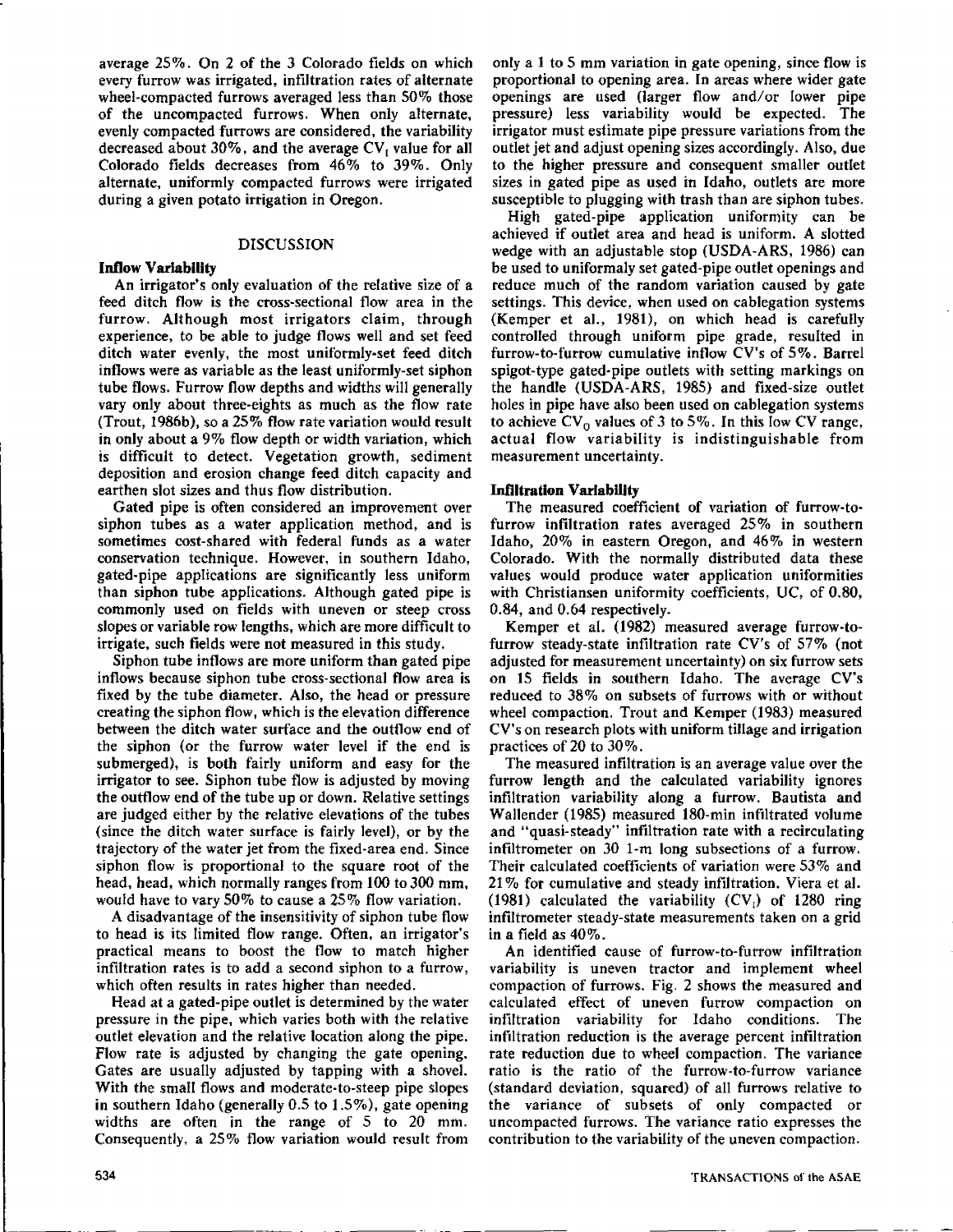average 25%. On 2 of the 3 Colorado fields on which every furrow was irrigated, infiltration rates of alternate wheel-compacted furrows averaged less than 50% those of the uncompacted furrows. When only alternate, evenly compacted furrows are considered, the variability decreased about 30%, and the average $CV_I$ value for all Colorado fields decreases from 46% to 39%. Only alternate, uniformly compacted furrows were irrigated during a given potato irrigation in Oregon.

## DISCUSSION

### Inflow Variability

An irrigator's only evaluation of the relative size of a feed ditch flow is the cross-sectional flow area in the furrow. Although most irrigators claim, through experience, to be able to judge flows well and set feed ditch water evenly, the most uniformly-set feed ditch inflows were as variable as the least uniformly-set siphon tube flows. Furrow flow depths and widths will generally vary only about three-eights as much as the flow rate (Trout, 1986b), so a 25% flow rate variation would result in only about a 9% flow depth or width variation, which is difficult to detect. Vegetation growth, sediment deposition and erosion change feed ditch capacity and earthen slot sizes and thus flow distribution.

Gated pipe is often considered an improvement over siphon tubes as a water application method, and is sometimes cost-shared with federal funds as a water conservation technique. However, in southern Idaho, gated-pipe applications are significantly less uniform than siphon tube applications. Although gated pipe is commonly used on fields with uneven or steep cross slopes or variable row lengths, which are more difficult to irrigate, such fields were not measured in this study.

Siphon tube inflows are more uniform than gated pipe inflows because siphon tube cross-sectional flow area is fixed by the tube diameter. Also, the head or pressure creating the siphon flow, which is the elevation difference between the ditch water surface and the outflow end of the siphon (or the furrow water level if the end is submerged), is both fairly uniform and easy for the irrigator to see. Siphon tube flow is adjusted by moving the outflow end of the tube up or down. Relative settings are judged either by the relative elevations of the tubes (since the ditch water surface is fairly level), or by the trajectory of the water jet from the fixed-area end. Since siphon flow is proportional to the square root of the head, head, which normally ranges from 100 to 300 mm, would have to vary 50% to cause a 25% flow variation.

A disadvantage of the insensitivity of siphon tube flow to head is its limited flow range. Often, an irrigator's practical means to boost the flow to match higher infiltration rates is to add a second siphon to a furrow, which often results in rates higher than needed.

Head at a gated-pipe outlet is determined by the water pressure in the pipe, which varies both with the relative outlet elevation and the relative location along the pipe. Flow rate is adjusted by changing the gate opening. Gates are usually adjusted by tapping with a shovel. With the small flows and moderate-to-steep pipe slopes in southern Idaho (generally 0.5 to 1.5%), gate opening widths are often in the range of 5 to 20 mm. Consequently, a 25% flow variation would result from only a 1 to 5 mm variation in gate opening, since flow is proportional to opening area. In areas where wider gate openings are used (larger flow and/or lower pipe pressure) less variability would be expected. The irrigator must estimate pipe pressure variations from the outlet jet and adjust opening sizes accordingly. Also, due to the higher pressure and consequent smaller outlet sizes in gated pipe as used in Idaho, outlets are more susceptible to plugging with trash than are siphon tubes.

High gated-pipe application uniformity can be achieved if outlet area and head is uniform. A slotted wedge with an adjustable stop (USDA-ARS, 1986) can be used to uniformaly set gated-pipe outlet openings and reduce much of the random variation caused by gate settings. This device, when used on cablegation systems (Kemper et al., 1981), on which head is carefully controlled through uniform pipe grade, resulted in furrow-to-furrow cumulative inflow CV's of 5%. Barrel spigot-type gated-pipe outlets with setting markings on the handle (USDA-ARS, 1985) and fixed-size outlet holes in pipe have also been used on cablegation systems to achieve $CV_0$ values of 3 to 5%. In this low CV range, actual flow variability is indistinguishable from measurement uncertainty.

### Infiltration Variability

The measured coefficient of variation of furrow-to-furrow infiltration rates averaged 25% in southern Idaho, 20% in eastern Oregon, and 46% in western Colorado. With the normally distributed data these values would produce water application uniformities with Christiansen uniformity coefficients, UC, of 0.80, 0.84, and 0.64 respectively.

Kemper et al. (1982) measured average furrow-to-furrow steady-state infiltration rate CV's of 57% (not adjusted for measurement uncertainty) on six furrow sets on 15 fields in southern Idaho. The average CV's reduced to 38% on subsets of furrows with or without wheel compaction. Trout and Kemper (1983) measured CV's on research plots with uniform tillage and irrigation practices of 20 to 30%.

The measured infiltration is an average value over the furrow length and the calculated variability ignores infiltration variability along a furrow. Bautista and Wallender (1985) measured 180-min infiltrated volume and "quasi-steady" infiltration rate with a recirculating infiltrometer on 30 1-m long subsections of a furrow. Their calculated coefficients of variation were 53% and 21% for cumulative and steady infiltration. Viera et al. (1981) calculated the variability ($CV_i$) of 1280 ring infiltrometer steady-state measurements taken on a grid in a field as 40%.

An identified cause of furrow-to-furrow infiltration variability is uneven tractor and implement wheel compaction of furrows. Fig. 2 shows the measured and calculated effect of uneven furrow compaction on infiltration variability for Idaho conditions. The infiltration reduction is the average percent infiltration rate reduction due to wheel compaction. The variance ratio is the ratio of the furrow-to-furrow variance (standard deviation, squared) of all furrows relative to the variance of subsets of only compacted or uncompacted furrows. The variance ratio expresses the contribution to the variability of the uneven compaction.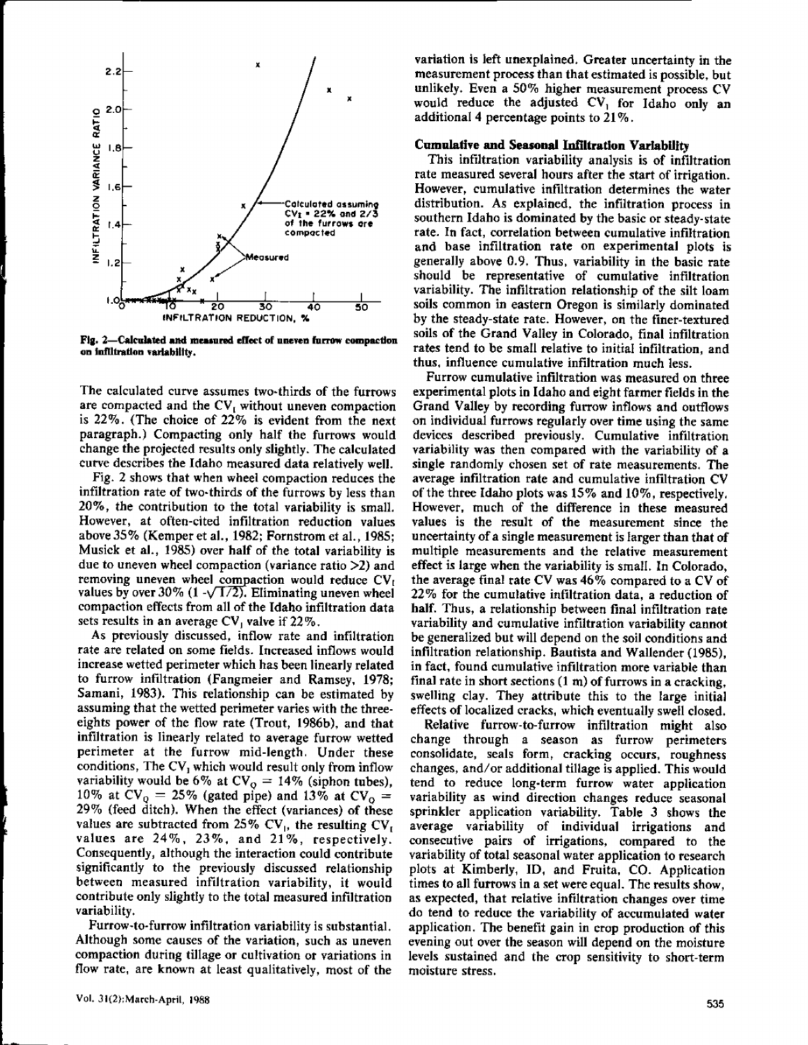2.2
2.0
1.8
1.6
1.4
1.2
1.0
INFILTRATION VARIANCE RATIO
0
10
20
30
40
50
INFILTRATION REDUCTION, %
Calculated assuming $CV_I$ = 22% and 2/3 of the furrows are compacted
Measured

**Fig. 2—Calculated and measured effect of uneven furrow compaction on infiltration variability.**

The calculated curve assumes two-thirds of the furrows are compacted and the $CV_I$ without uneven compaction is 22%. (The choice of 22% is evident from the next paragraph.) Compacting only half the furrows would change the projected results only slightly. The calculated curve describes the Idaho measured data relatively well.

Fig. 2 shows that when wheel compaction reduces the infiltration rate of two-thirds of the furrows by less than 20%, the contribution to the total variability is small. However, at often-cited infiltration reduction values above 35% (Kemper et al., 1982; Fornstrom et al., 1985; Musick et al., 1985) over half of the total variability is due to uneven wheel compaction (variance ratio >2) and removing uneven wheel compaction would reduce $CV_I$ values by over 30% ($1 - \sqrt{1/2}$). Eliminating uneven wheel compaction effects from all of the Idaho infiltration data sets results in an average $CV_I$ valve if 22%.

As previously discussed, inflow rate and infiltration rate are related on some fields. Increased inflows would increase wetted perimeter which has been linearly related to furrow infiltration (Fangmeier and Ramsey, 1978; Samani, 1983). This relationship can be estimated by assuming that the wetted perimeter varies with the three-eights power of the flow rate (Trout, 1986b), and that infiltration is linearly related to average furrow wetted perimeter at the furrow mid-length. Under these conditions, The $CV_I$ which would result only from inflow variability would be 6% at $CV_Q$ = 14% (siphon tubes), 10% at $CV_Q$ = 25% (gated pipe) and 13% at $CV_Q$ = 29% (feed ditch). When the effect (variances) of these values are subtracted from 25% $CV_I$, the resulting $CV_I$ values are 24%, 23%, and 21%, respectively. Consequently, although the interaction could contribute significantly to the previously discussed relationship between measured infiltration variability, it would contribute only slightly to the total measured infiltration variability.

Furrow-to-furrow infiltration variability is substantial. Although some causes of the variation, such as uneven compaction during tillage or cultivation or variations in flow rate, are known at least qualitatively, most of the variation is left unexplained. Greater uncertainty in the measurement process than that estimated is possible, but unlikely. Even a 50% higher measurement process CV would reduce the adjusted $CV_I$ for Idaho only an additional 4 percentage points to 21%.

### Cumulative and Seasonal Infiltration Variability

This infiltration variability analysis is of infiltration rate measured several hours after the start of irrigation. However, cumulative infiltration determines the water distribution. As explained, the infiltration process in southern Idaho is dominated by the basic or steady-state rate. In fact, correlation between cumulative infiltration and base infiltration rate on experimental plots is generally above 0.9. Thus, variability in the basic rate should be representative of cumulative infiltration variability. The infiltration relationship of the silt loam soils common in eastern Oregon is similarly dominated by the steady-state rate. However, on the finer-textured soils of the Grand Valley in Colorado, final infiltration rates tend to be small relative to initial infiltration, and thus, influence cumulative infiltration much less.

Furrow cumulative infiltration was measured on three experimental plots in Idaho and eight farmer fields in the Grand Valley by recording furrow inflows and outflows on individual furrows regularly over time using the same devices described previously. Cumulative infiltration variability was then compared with the variability of a single randomly chosen set of rate measurements. The average infiltration rate and cumulative infiltration CV of the three Idaho plots was 15% and 10%, respectively. However, much of the difference in these measured values is the result of the measurement since the uncertainty of a single measurement is larger than that of multiple measurements and the relative measurement effect is large when the variability is small. In Colorado, the average final rate CV was 46% compared to a CV of 22% for the cumulative infiltration data, a reduction of half. Thus, a relationship between final infiltration rate variability and cumulative infiltration variability cannot be generalized but will depend on the soil conditions and infiltration relationship. Bautista and Wallender (1985), in fact, found cumulative infiltration more variable than final rate in short sections (1 m) of furrows in a cracking, swelling clay. They attribute this to the large initial effects of localized cracks, which eventually swell closed.

Relative furrow-to-furrow infiltration might also change through a season as furrow perimeters consolidate, seals form, cracking occurs, roughness changes, and/or additional tillage is applied. This would tend to reduce long-term furrow water application variability as wind direction changes reduce seasonal sprinkler application variability. Table 3 shows the average variability of individual irrigations and consecutive pairs of irrigations, compared to the variability of total seasonal water application to research plots at Kimberly, ID, and Fruita, CO. Application times to all furrows in a set were equal. The results show, as expected, that relative infiltration changes over time do tend to reduce the variability of accumulated water application. The benefit gain in crop production of this evening out over the season will depend on the moisture levels sustained and the crop sensitivity to short-term moisture stress.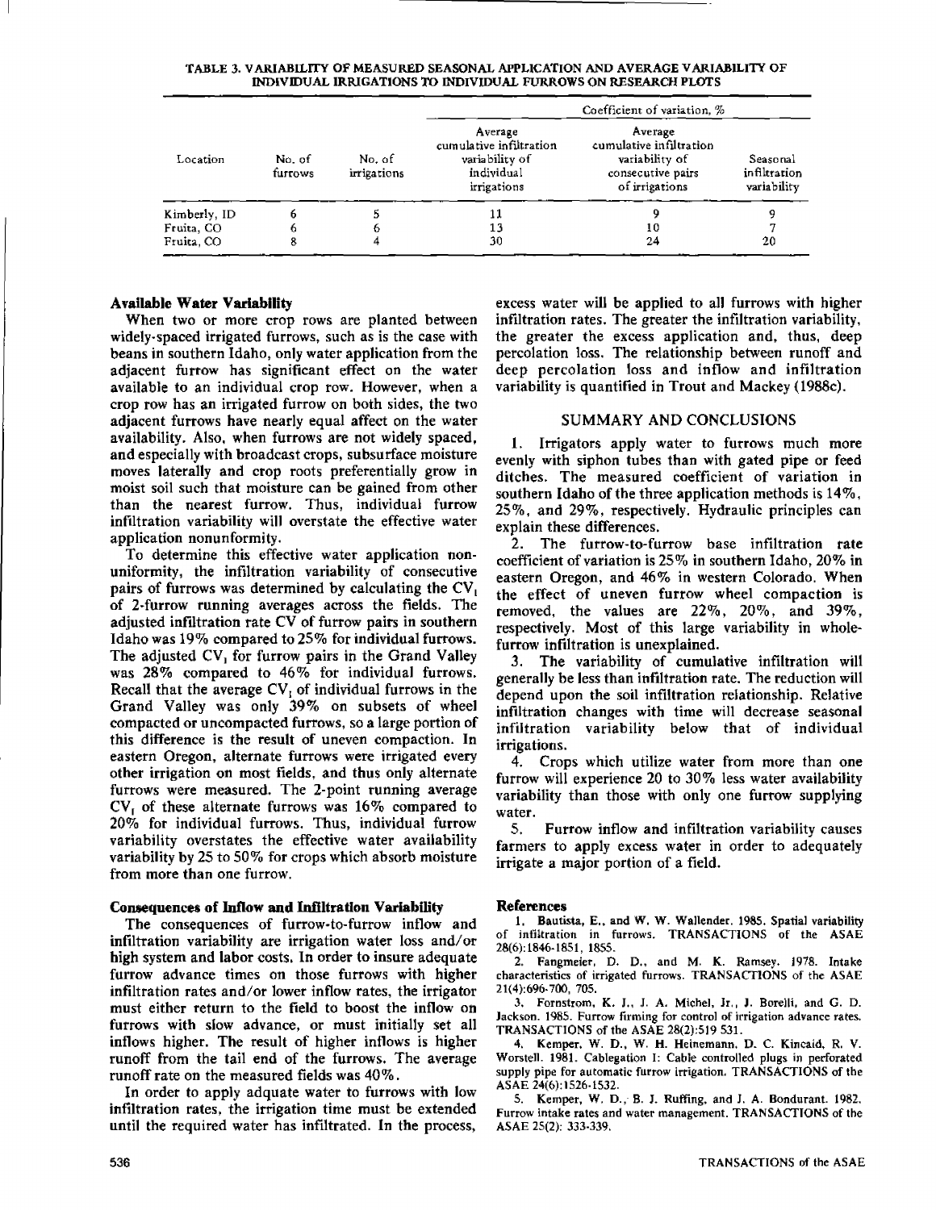TABLE 3. VARIABILITY OF MEASURED SEASONAL APPLICATION AND AVERAGE VARIABILITY OF INDIVIDUAL IRRIGATIONS TO INDIVIDUAL FURROWS ON RESEARCH PLOTS

| Location | No. of furrows | No. of irrigations | Coefficient of variation, % | | |
|---|---|---|---|---|---|
| | | | Average cumulative infiltration variability of individual irrigations | Average cumulative infiltration variability of consecutive pairs of irrigations | Seasonal infiltration variability |
| Kimberly, ID | 6 | 5 | 11 | 9 | 9 |
| Fruita, CO | 6 | 6 | 13 | 10 | 7 |
| Fruita, CO | 8 | 4 | 30 | 24 | 20 |

### Available Water Variability

When two or more crop rows are planted between widely-spaced irrigated furrows, such as is the case with beans in southern Idaho, only water application from the adjacent furrow has significant effect on the water available to an individual crop row. However, when a crop row has an irrigated furrow on both sides, the two adjacent furrows have nearly equal affect on the water availability. Also, when furrows are not widely spaced, and especially with broadcast crops, subsurface moisture moves laterally and crop roots preferentially grow in moist soil such that moisture can be gained from other than the nearest furrow. Thus, individual furrow infiltration variability will overstate the effective water application nonuniformity.

To determine this effective water application nonuniformity, the infiltration variability of consecutive pairs of furrows was determined by calculating the $CV_I$ of 2-furrow running averages across the fields. The adjusted infiltration rate CV of furrow pairs in southern Idaho was 19% compared to 25% for individual furrows. The adjusted $CV_I$ for furrow pairs in the Grand Valley was 28% compared to 46% for individual furrows. Recall that the average $CV_I$ of individual furrows in the Grand Valley was only 39% on subsets of wheel compacted or uncompacted furrows, so a large portion of this difference is the result of uneven compaction. In eastern Oregon, alternate furrows were irrigated every other irrigation on most fields, and thus only alternate furrows were measured. The 2-point running average $CV_I$ of these alternate furrows was 16% compared to 20% for individual furrows. Thus, individual furrow variability overstates the effective water availability variability by 25 to 50% for crops which absorb moisture from more than one furrow.

### Consequences of Inflow and Infiltration Variability

The consequences of furrow-to-furrow inflow and infiltration variability are irrigation water loss and/or high system and labor costs. In order to insure adequate furrow advance times on those furrows with higher infiltration rates and/or lower inflow rates, the irrigator must either return to the field to boost the inflow on furrows with slow advance, or must initially set all inflows higher. The result of higher inflows is higher runoff from the tail end of the furrows. The average runoff rate on the measured fields was 40%.

In order to apply adquate water to furrows with low infiltration rates, the irrigation time must be extended until the required water has infiltrated. In the process, excess water will be applied to all furrows with higher infiltration rates. The greater the infiltration variability, the greater the excess application and, thus, deep percolation loss. The relationship between runoff and deep percolation loss and inflow and infiltration variability is quantified in Trout and Mackey (1988c).

## SUMMARY AND CONCLUSIONS

1. Irrigators apply water to furrows much more evenly with siphon tubes than with gated pipe or feed ditches. The measured coefficient of variation in southern Idaho of the three application methods is 14%, 25%, and 29%, respectively. Hydraulic principles can explain these differences.

2. The furrow-to-furrow base infiltration rate coefficient of variation is 25% in southern Idaho, 20% in eastern Oregon, and 46% in western Colorado. When the effect of uneven furrow wheel compaction is removed, the values are 22%, 20%, and 39%, respectively. Most of this large variability in whole-furrow infiltration is unexplained.

3. The variability of cumulative infiltration will generally be less than infiltration rate. The reduction will depend upon the soil infiltration relationship. Relative infiltration changes with time will decrease seasonal infiltration variability below that of individual irrigations.

4. Crops which utilize water from more than one furrow will experience 20 to 30% less water availability variability than those with only one furrow supplying water.

5. Furrow inflow and infiltration variability causes farmers to apply excess water in order to adequately irrigate a major portion of a field.

### References

1. Bautista, E., and W. W. Wallender. 1985. Spatial variability of infiltration in furrows. TRANSACTIONS of the ASAE 28(6):1846-1851, 1855.

2. Fangmeier, D. D., and M. K. Ramsey. 1978. Intake characteristics of irrigated furrows. TRANSACTIONS of the ASAE 21(4):696-700, 705.

3. Fornstrom, K. J., J. A. Michel, Jr., J. Borelli, and G. D. Jackson. 1985. Furrow firming for control of irrigation advance rates. TRANSACTIONS of the ASAE 28(2):519 531.

4. Kemper, W. D., W. H. Heinemann, D. C. Kincaid, R. V. Worstell. 1981. Cablegation I: Cable controlled plugs in perforated supply pipe for automatic furrow irrigation. TRANSACTIONS of the ASAE 24(6):1526-1532.

5. Kemper, W. D., B. J. Ruffing, and J. A. Bondurant. 1982. Furrow intake rates and water management. TRANSACTIONS of the ASAE 25(2): 333-339.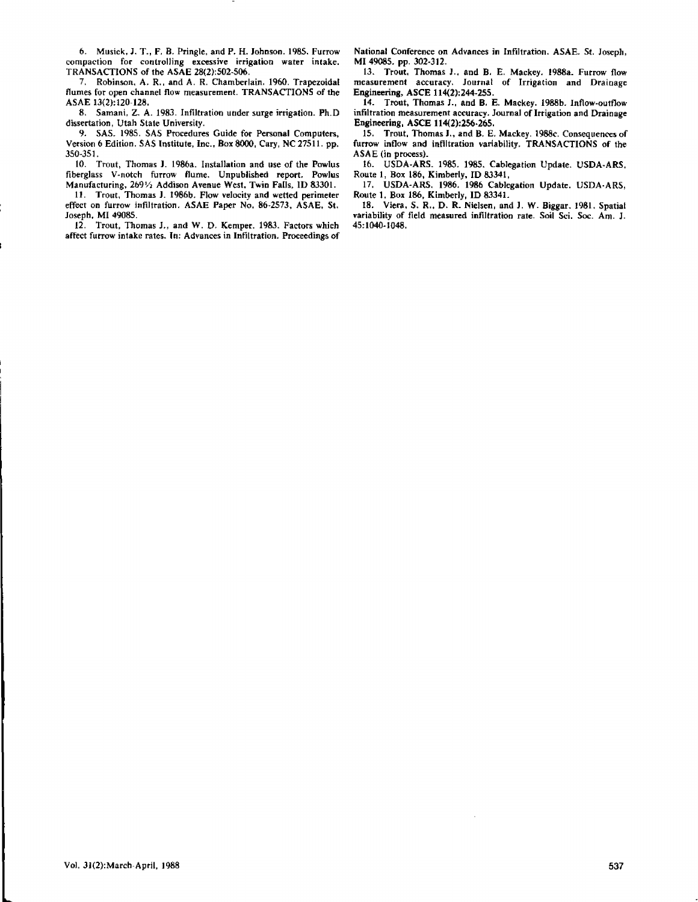6. Musick, J. T., F. B. Pringle, and P. H. Johnson. 1985. Furrow compaction for controlling excessive irrigation water intake. TRANSACTIONS of the ASAE 28(2):502-506.

7. Robinson, A. R., and A. R. Chamberlain. 1960. Trapezoidal flumes for open channel flow measurement. TRANSACTIONS of the ASAE 13(2):120-128.

8. Samani, Z. A. 1983. Infiltration under surge irrigation. Ph.D dissertation, Utah State University.

9. SAS. 1985. SAS Procedures Guide for Personal Computers, Version 6 Edition. SAS Institute, Inc., Box 8000, Cary, NC 27511. pp. 350-351.

10. Trout, Thomas J. 1986a. Installation and use of the Powlus fiberglass V-notch furrow flume. Unpublished report. Powlus Manufacturing, 269½ Addison Avenue West, Twin Falls, ID 83301.

11. Trout, Thomas J. 1986b. Flow velocity and wetted perimeter effect on furrow infiltration. ASAE Paper No. 86-2573, ASAE, St. Joseph, MI 49085.

12. Trout, Thomas J., and W. D. Kemper. 1983. Factors which affect furrow intake rates. In: Advances in Infiltration. Proceedings of National Conference on Advances in Infiltration. ASAE. St. Joseph, MI 49085. pp. 302-312.

13. Trout, Thomas J., and B. E. Mackey. 1988a. Furrow flow measurement accuracy. Journal of Irrigation and Drainage Engineering, ASCE 114(2):244-255.

14. Trout, Thomas J., and B. E. Mackey. 1988b. Inflow-outflow infiltration measurement accuracy. Journal of Irrigation and Drainage Engineering, ASCE 114(2):256-265.

15. Trout, Thomas J., and B. E. Mackey. 1988c. Consequences of furrow inflow and infiltration variability. TRANSACTIONS of the ASAE (in process).

16. USDA-ARS. 1985. 1985. Cablegation Update. USDA-ARS, Route 1, Box 186, Kimberly, ID 83341,

17. USDA-ARS. 1986. 1986 Cablegation Update. USDA-ARS, Route 1, Box 186, Kimberly, ID 83341.

18. Viera, S. R., D. R. Nielsen, and J. W. Biggar. 1981. Spatial variability of field measured infiltration rate. Soil Sci. Soc. Am. J. 45:1040-1048.